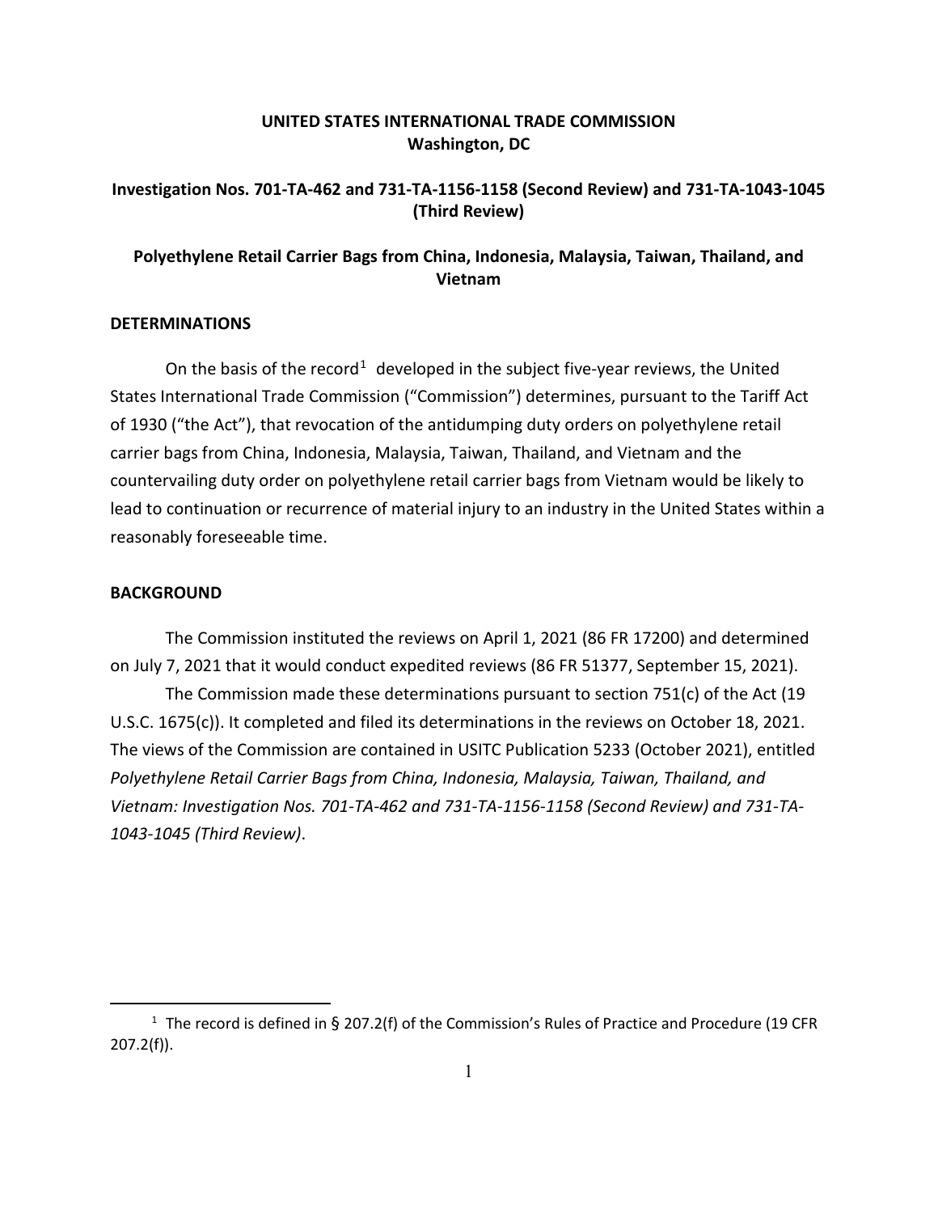**UNITED STATES INTERNATIONAL TRADE COMMISSION**
**Washington, DC**

**Investigation Nos. 701-TA-462 and 731-TA-1156-1158 (Second Review) and 731-TA-1043-1045 (Third Review)**

**Polyethylene Retail Carrier Bags from China, Indonesia, Malaysia, Taiwan, Thailand, and Vietnam**

**DETERMINATIONS**

On the basis of the record[1] developed in the subject five-year reviews, the United States International Trade Commission ("Commission") determines, pursuant to the Tariff Act of 1930 ("the Act"), that revocation of the antidumping duty orders on polyethylene retail carrier bags from China, Indonesia, Malaysia, Taiwan, Thailand, and Vietnam and the countervailing duty order on polyethylene retail carrier bags from Vietnam would be likely to lead to continuation or recurrence of material injury to an industry in the United States within a reasonably foreseeable time.

**BACKGROUND**

The Commission instituted the reviews on April 1, 2021 (86 FR 17200) and determined on July 7, 2021 that it would conduct expedited reviews (86 FR 51377, September 15, 2021).

The Commission made these determinations pursuant to section 751(c) of the Act (19 U.S.C. 1675(c)). It completed and filed its determinations in the reviews on October 18, 2021. The views of the Commission are contained in USITC Publication 5233 (October 2021), entitled *Polyethylene Retail Carrier Bags from China, Indonesia, Malaysia, Taiwan, Thailand, and Vietnam: Investigation Nos. 701-TA-462 and 731-TA-1156-1158 (Second Review) and 731-TA-1043-1045 (Third Review)*.

[1] The record is defined in § 207.2(f) of the Commission's Rules of Practice and Procedure (19 CFR 207.2(f)).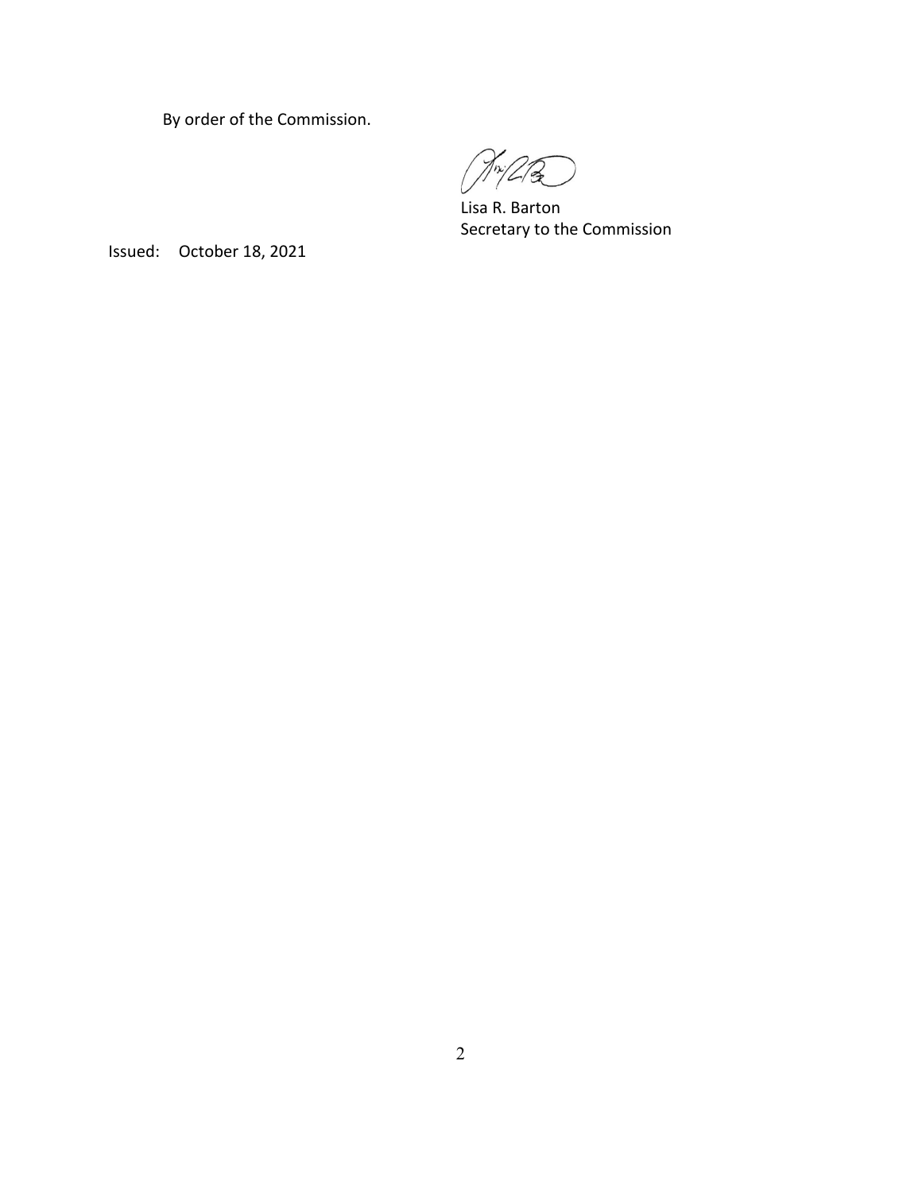By order of the Commission.

Lisa R. Barton
Secretary to the Commission

Issued: October 18, 2021